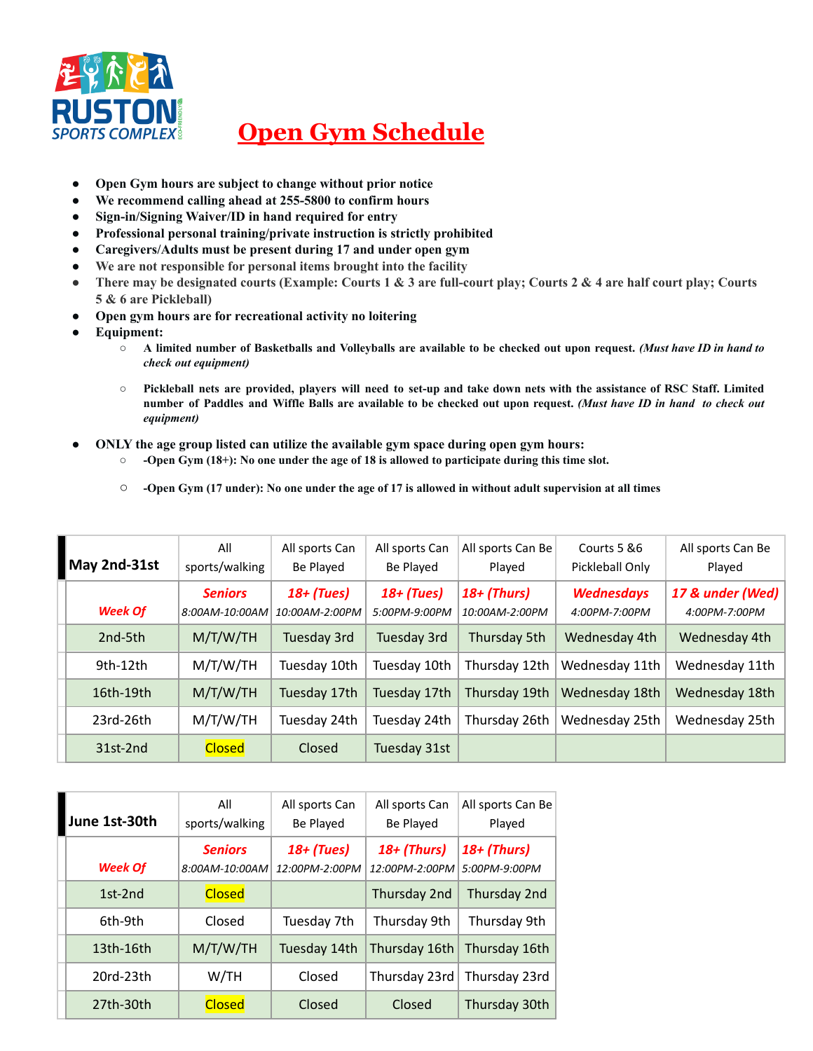RUSTON SPORTS COMPLEX

# Open Gym Schedule

- **Open Gym hours are subject to change without prior notice**
- **We recommend calling ahead at 255-5800 to confirm hours**
- **Sign-in/Signing Waiver/ID in hand required for entry**
- **Professional personal training/private instruction is strictly prohibited**
- **Caregivers/Adults must be present during 17 and under open gym**
- **We are not responsible for personal items brought into the facility**
- **There may be designated courts (Example: Courts 1 & 3 are full-court play; Courts 2 & 4 are half court play; Courts 5 & 6 are Pickleball)**
- **Open gym hours are for recreational activity no loitering**
- **Equipment:**
  - **A limited number of Basketballs and Volleyballs are available to be checked out upon request.** ***(Must have ID in hand to check out equipment)***
  - **Pickleball nets are provided, players will need to set-up and take down nets with the assistance of RSC Staff. Limited number of Paddles and Wiffle Balls are available to be checked out upon request.** ***(Must have ID in hand to check out equipment)***
- **ONLY the age group listed can utilize the available gym space during open gym hours:**
  - **-Open Gym (18+): No one under the age of 18 is allowed to participate during this time slot.**
  - **-Open Gym (17 under): No one under the age of 17 is allowed in without adult supervision at all times**

| **May 2nd-31st** | All sports/walking | All sports Can Be Played | All sports Can Be Played | All sports Can Be Played | Courts 5 &6 Pickleball Only | All sports Can Be Played |
|---|---|---|---|---|---|---|
| ***Week Of*** | ***Seniors*** *8:00AM-10:00AM* | ***18+ (Tues)*** *10:00AM-2:00PM* | ***18+ (Tues)*** *5:00PM-9:00PM* | ***18+ (Thurs)*** *10:00AM-2:00PM* | ***Wednesdays*** *4:00PM-7:00PM* | ***17 & under (Wed)*** *4:00PM-7:00PM* |
| 2nd-5th | M/T/W/TH | Tuesday 3rd | Tuesday 3rd | Thursday 5th | Wednesday 4th | Wednesday 4th |
| 9th-12th | M/T/W/TH | Tuesday 10th | Tuesday 10th | Thursday 12th | Wednesday 11th | Wednesday 11th |
| 16th-19th | M/T/W/TH | Tuesday 17th | Tuesday 17th | Thursday 19th | Wednesday 18th | Wednesday 18th |
| 23rd-26th | M/T/W/TH | Tuesday 24th | Tuesday 24th | Thursday 26th | Wednesday 25th | Wednesday 25th |
| 31st-2nd | Closed | Closed | Tuesday 31st | | | |

| **June 1st-30th** | All sports/walking | All sports Can Be Played | All sports Can Be Played | All sports Can Be Played |
|---|---|---|---|---|
| ***Week Of*** | ***Seniors*** *8:00AM-10:00AM* | ***18+ (Tues)*** *12:00PM-2:00PM* | ***18+ (Thurs)*** *12:00PM-2:00PM* | ***18+ (Thurs)*** *5:00PM-9:00PM* |
| 1st-2nd | Closed | | Thursday 2nd | Thursday 2nd |
| 6th-9th | Closed | Tuesday 7th | Thursday 9th | Thursday 9th |
| 13th-16th | M/T/W/TH | Tuesday 14th | Thursday 16th | Thursday 16th |
| 20rd-23th | W/TH | Closed | Thursday 23rd | Thursday 23rd |
| 27th-30th | Closed | Closed | Closed | Thursday 30th |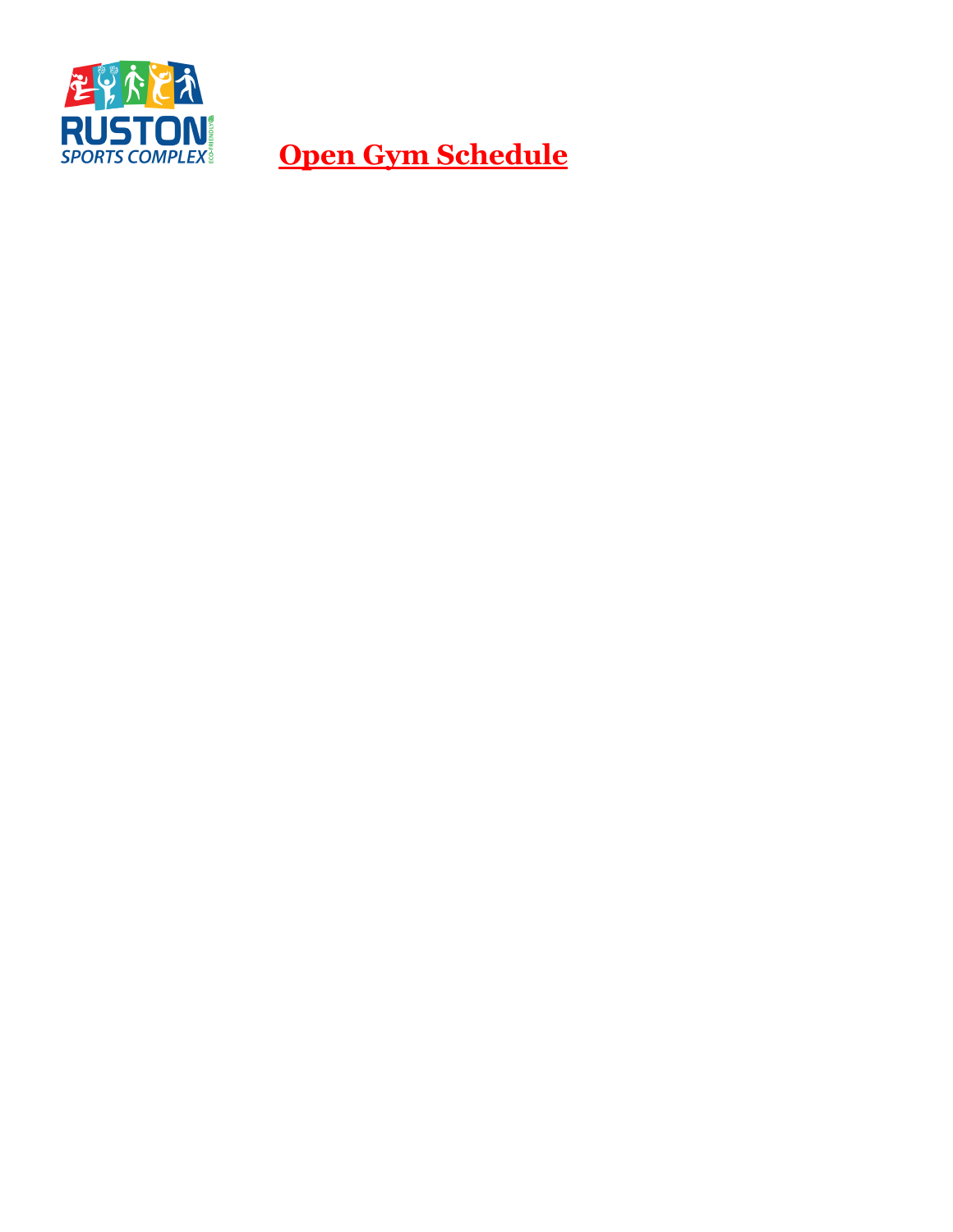# Open Gym Schedule